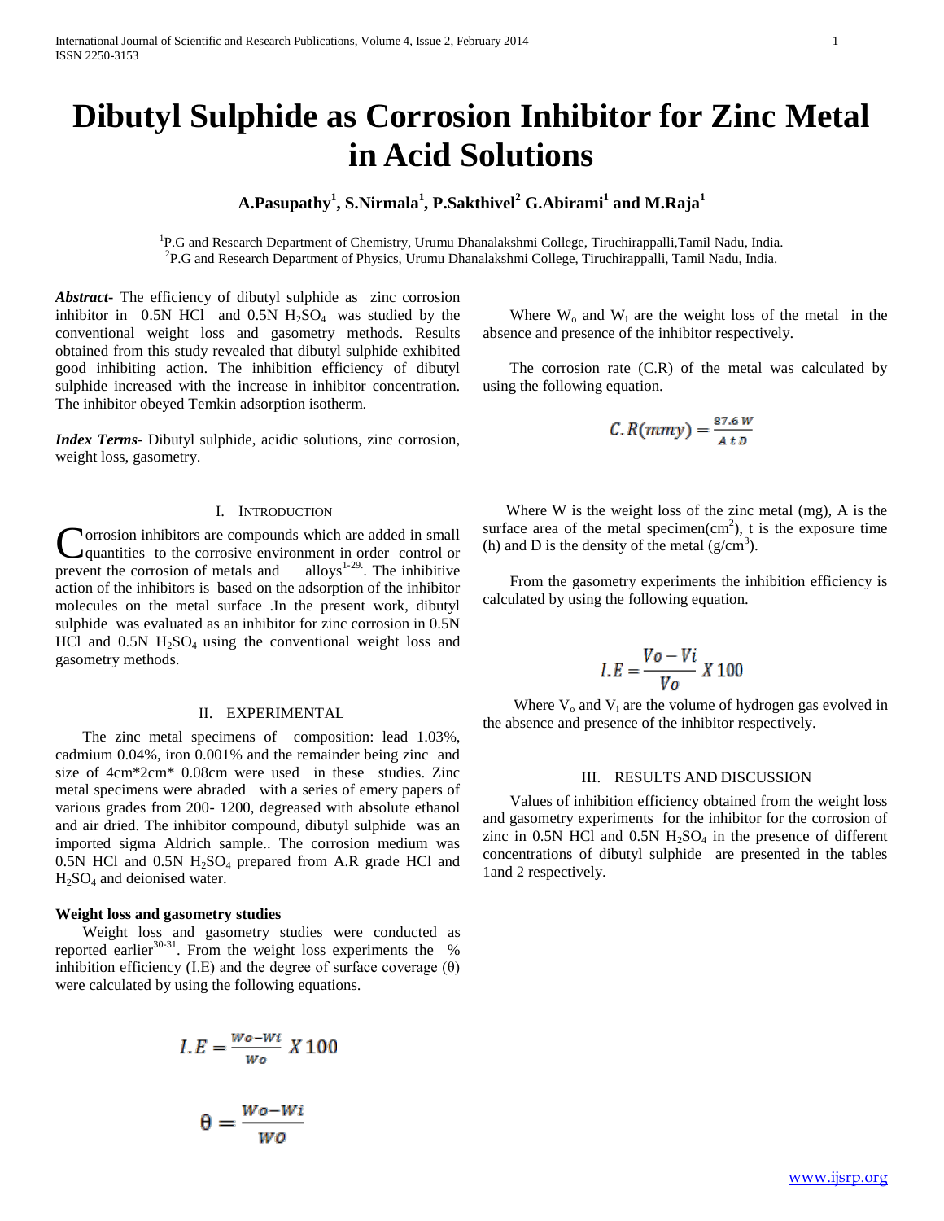# Dibutyl Sulphide as Corrosion Inhibitor for Zinc Metal in Acid Solutions

**A.Pasupathy[1], S.Nirmala[1], P.Sakthivel[2] G.Abirami[1] and M.Raja[1]**

[1]P.G and Research Department of Chemistry, Urumu Dhanalakshmi College, Tiruchirappalli,Tamil Nadu, India.
[2]P.G and Research Department of Physics, Urumu Dhanalakshmi College, Tiruchirappalli, Tamil Nadu, India.

***Abstract***- The efficiency of dibutyl sulphide as zinc corrosion inhibitor in 0.5N HCl and 0.5N $H_2SO_4$ was studied by the conventional weight loss and gasometry methods. Results obtained from this study revealed that dibutyl sulphide exhibited good inhibiting action. The inhibition efficiency of dibutyl sulphide increased with the increase in inhibitor concentration. The inhibitor obeyed Temkin adsorption isotherm.

***Index Terms***- Dibutyl sulphide, acidic solutions, zinc corrosion, weight loss, gasometry.

## I. Introduction

Corrosion inhibitors are compounds which are added in small quantities to the corrosive environment in order control or prevent the corrosion of metals and alloys[1-29]. The inhibitive action of the inhibitors is based on the adsorption of the inhibitor molecules on the metal surface .In the present work, dibutyl sulphide was evaluated as an inhibitor for zinc corrosion in 0.5N HCl and 0.5N $H_2SO_4$ using the conventional weight loss and gasometry methods.

## II. Experimental

The zinc metal specimens of composition: lead 1.03%, cadmium 0.04%, iron 0.001% and the remainder being zinc and size of 4cm*2cm* 0.08cm were used in these studies. Zinc metal specimens were abraded with a series of emery papers of various grades from 200- 1200, degreased with absolute ethanol and air dried. The inhibitor compound, dibutyl sulphide was an imported sigma Aldrich sample.. The corrosion medium was 0.5N HCl and 0.5N $H_2SO_4$ prepared from A.R grade HCl and $H_2SO_4$ and deionised water.

### Weight loss and gasometry studies

Weight loss and gasometry studies were conducted as reported earlier[30-31]. From the weight loss experiments the % inhibition efficiency (I.E) and the degree of surface coverage (θ) were calculated by using the following equations.

$$I.E = \frac{Wo-Wi}{Wo} \, X\, 100$$

$$\theta = \frac{Wo-Wi}{WO}$$

Where $W_o$ and $W_i$ are the weight loss of the metal in the absence and presence of the inhibitor respectively.

The corrosion rate (C.R) of the metal was calculated by using the following equation.

$$C.R(mmy) = \frac{87.6\, W}{A\, t\, D}$$

Where W is the weight loss of the zinc metal (mg), A is the surface area of the metal specimen($cm^2$), t is the exposure time (h) and D is the density of the metal ($g/cm^3$).

From the gasometry experiments the inhibition efficiency is calculated by using the following equation.

$$I.E = \frac{Vo-Vi}{Vo} \, X\, 100$$

Where $V_o$ and $V_i$ are the volume of hydrogen gas evolved in the absence and presence of the inhibitor respectively.

## III. Results and Discussion

Values of inhibition efficiency obtained from the weight loss and gasometry experiments for the inhibitor for the corrosion of zinc in 0.5N HCl and 0.5N $H_2SO_4$ in the presence of different concentrations of dibutyl sulphide are presented in the tables 1and 2 respectively.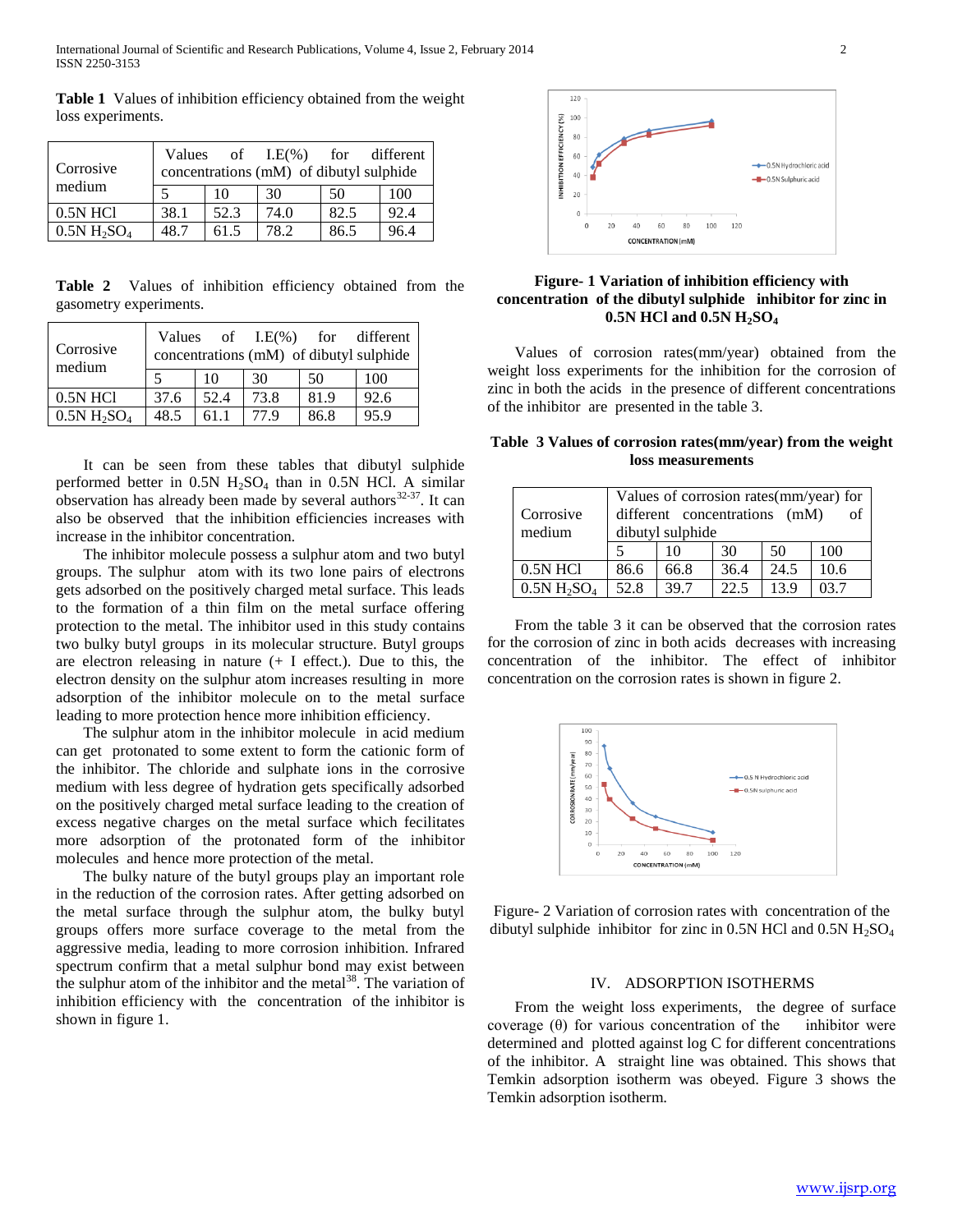**Table 1** Values of inhibition efficiency obtained from the weight loss experiments.

| Corrosive medium | Values of I.E(%) for different concentrations (mM) of dibutyl sulphide | | | | |
|---|---|---|---|---|---|
| | 5 | 10 | 30 | 50 | 100 |
| 0.5N HCl | 38.1 | 52.3 | 74.0 | 82.5 | 92.4 |
| 0.5N $H_2SO_4$ | 48.7 | 61.5 | 78.2 | 86.5 | 96.4 |

**Table 2** Values of inhibition efficiency obtained from the gasometry experiments.

| Corrosive medium | Values of I.E(%) for different concentrations (mM) of dibutyl sulphide | | | | |
|---|---|---|---|---|---|
| | 5 | 10 | 30 | 50 | 100 |
| 0.5N HCl | 37.6 | 52.4 | 73.8 | 81.9 | 92.6 |
| 0.5N $H_2SO_4$ | 48.5 | 61.1 | 77.9 | 86.8 | 95.9 |

It can be seen from these tables that dibutyl sulphide performed better in 0.5N $H_2SO_4$ than in 0.5N HCl. A similar observation has already been made by several authors[32-37]. It can also be observed that the inhibition efficiencies increases with increase in the inhibitor concentration.

The inhibitor molecule possess a sulphur atom and two butyl groups. The sulphur atom with its two lone pairs of electrons gets adsorbed on the positively charged metal surface. This leads to the formation of a thin film on the metal surface offering protection to the metal. The inhibitor used in this study contains two bulky butyl groups in its molecular structure. Butyl groups are electron releasing in nature (+ I effect.). Due to this, the electron density on the sulphur atom increases resulting in more adsorption of the inhibitor molecule on to the metal surface leading to more protection hence more inhibition efficiency.

The sulphur atom in the inhibitor molecule in acid medium can get protonated to some extent to form the cationic form of the inhibitor. The chloride and sulphate ions in the corrosive medium with less degree of hydration gets specifically adsorbed on the positively charged metal surface leading to the creation of excess negative charges on the metal surface which facilitates more adsorption of the protonated form of the inhibitor molecules and hence more protection of the metal.

The bulky nature of the butyl groups play an important role in the reduction of the corrosion rates. After getting adsorbed on the metal surface through the sulphur atom, the bulky butyl groups offers more surface coverage to the metal from the aggressive media, leading to more corrosion inhibition. Infrared spectrum confirm that a metal sulphur bond may exist between the sulphur atom of the inhibitor and the metal[38]. The variation of inhibition efficiency with the concentration of the inhibitor is shown in figure 1.

INHIBITION EFFICIENCY (%)
120
100
80
60
40
20
0
0 20 40 60 80 100 120
CONCENTRATION (mM)
0.5N Hydrochloric acid
0.5N Sulphuric acid

**Figure- 1 Variation of inhibition efficiency with concentration of the dibutyl sulphide inhibitor for zinc in 0.5N HCl and 0.5N $H_2SO_4$**

Values of corrosion rates(mm/year) obtained from the weight loss experiments for the inhibition for the corrosion of zinc in both the acids in the presence of different concentrations of the inhibitor are presented in the table 3.

**Table 3 Values of corrosion rates(mm/year) from the weight loss measurements**

| Corrosive medium | Values of corrosion rates(mm/year) for different concentrations (mM) of dibutyl sulphide | | | | |
|---|---|---|---|---|---|
| | 5 | 10 | 30 | 50 | 100 |
| 0.5N HCl | 86.6 | 66.8 | 36.4 | 24.5 | 10.6 |
| 0.5N $H_2SO_4$ | 52.8 | 39.7 | 22.5 | 13.9 | 03.7 |

From the table 3 it can be observed that the corrosion rates for the corrosion of zinc in both acids decreases with increasing concentration of the inhibitor. The effect of inhibitor concentration on the corrosion rates is shown in figure 2.

CORROSION RATE (mm/year)
100
90
80
70
60
50
40
30
20
10
0
0 20 40 60 80 100 120
CONCENTRATION (mM)
0.5 N Hydrochloric acid
0.5N sulphuric acid

Figure- 2 Variation of corrosion rates with concentration of the dibutyl sulphide inhibitor for zinc in 0.5N HCl and 0.5N $H_2SO_4$

## IV. ADSORPTION ISOTHERMS

From the weight loss experiments, the degree of surface coverage ($\theta$) for various concentration of the inhibitor were determined and plotted against log C for different concentrations of the inhibitor. A straight line was obtained. This shows that Temkin adsorption isotherm was obeyed. Figure 3 shows the Temkin adsorption isotherm.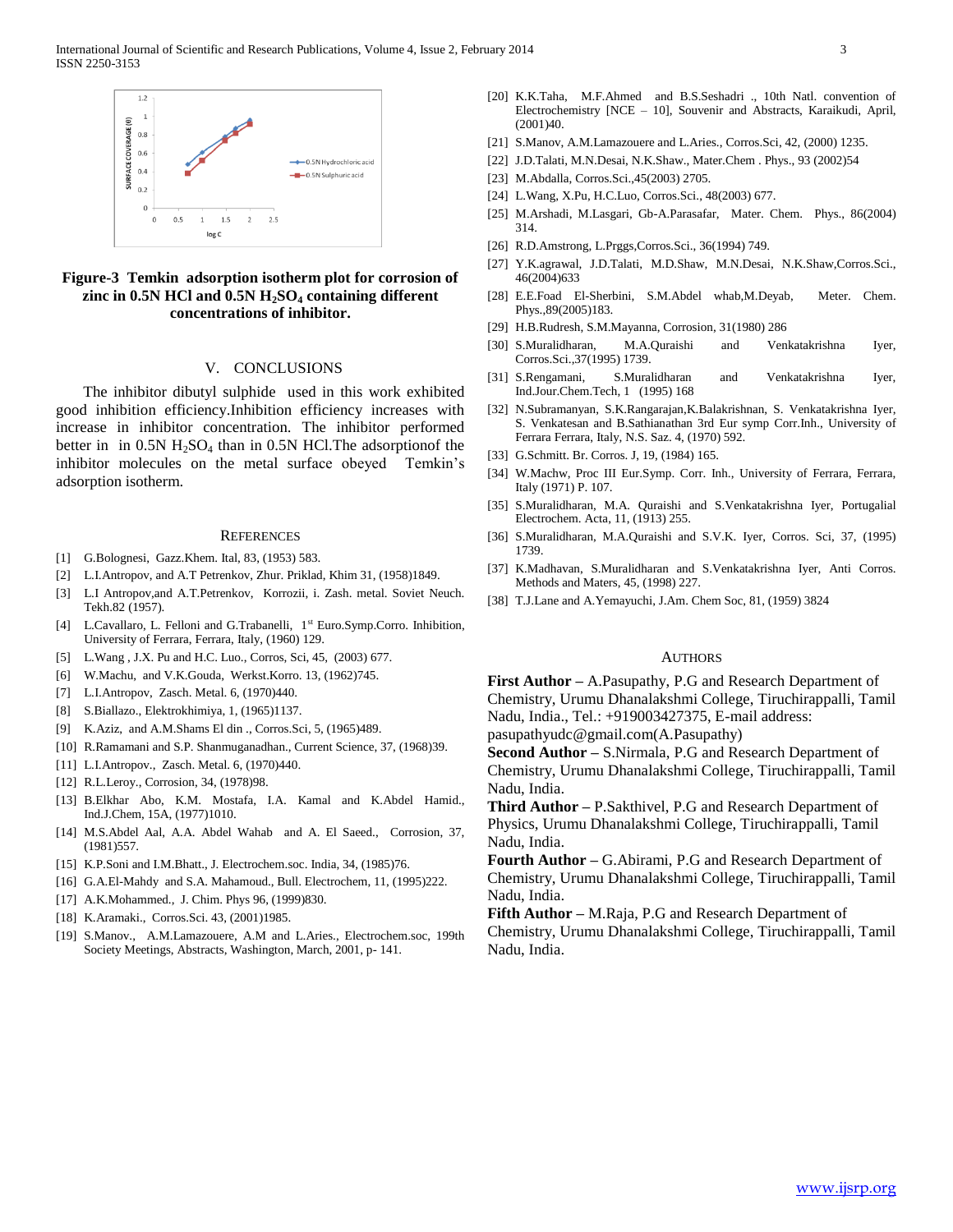1.2
1
0.8
0.6
0.4
0.2
0
0 0.5 1 1.5 2 2.5
SURFACE COVERAGE (θ)
log C
0.5N Hydrochloric acid
0.5N Sulphuric acid

**Figure-3 Temkin adsorption isotherm plot for corrosion of zinc in 0.5N HCl and 0.5N $H_2SO_4$ containing different concentrations of inhibitor.**

## V. CONCLUSIONS

The inhibitor dibutyl sulphide used in this work exhibited good inhibition efficiency.Inhibition efficiency increases with increase in inhibitor concentration. The inhibitor performed better in in 0.5N $H_2SO_4$ than in 0.5N HCl.The adsorptionof the inhibitor molecules on the metal surface obeyed Temkin's adsorption isotherm.

## REFERENCES

[1] G.Bolognesi, Gazz.Khem. Ital, 83, (1953) 583.

[2] L.I.Antropov, and A.T Petrenkov, Zhur. Priklad, Khim 31, (1958)1849.

[3] L.I Antropov,and A.T.Petrenkov, Korrozii, i. Zash. metal. Soviet Neuch. Tekh.82 (1957).

[4] L.Cavallaro, L. Felloni and G.Trabanelli, 1st Euro.Symp.Corro. Inhibition, University of Ferrara, Ferrara, Italy, (1960) 129.

[5] L.Wang , J.X. Pu and H.C. Luo., Corros, Sci, 45, (2003) 677.

[6] W.Machu, and V.K.Gouda, Werkst.Korro. 13, (1962)745.

[7] L.I.Antropov, Zasch. Metal. 6, (1970)440.

[8] S.Biallazo., Elektrokhimiya, 1, (1965)1137.

[9] K.Aziz, and A.M.Shams El din ., Corros.Sci, 5, (1965)489.

[10] R.Ramamani and S.P. Shanmuganadhan., Current Science, 37, (1968)39.

[11] L.I.Antropov., Zasch. Metal. 6, (1970)440.

[12] R.L.Leroy., Corrosion, 34, (1978)98.

[13] B.Elkhar Abo, K.M. Mostafa, I.A. Kamal and K.Abdel Hamid., Ind.J.Chem, 15A, (1977)1010.

[14] M.S.Abdel Aal, A.A. Abdel Wahab and A. El Saeed., Corrosion, 37, (1981)557.

[15] K.P.Soni and I.M.Bhatt., J. Electrochem.soc. India, 34, (1985)76.

[16] G.A.El-Mahdy and S.A. Mahamoud., Bull. Electrochem, 11, (1995)222.

[17] A.K.Mohammed., J. Chim. Phys 96, (1999)830.

[18] K.Aramaki., Corros.Sci. 43, (2001)1985.

[19] S.Manov., A.M.Lamazouere, A.M and L.Aries., Electrochem.soc, 199th Society Meetings, Abstracts, Washington, March, 2001, p- 141.

[20] K.K.Taha, M.F.Ahmed and B.S.Seshadri ., 10th Natl. convention of Electrochemistry [NCE – 10], Souvenir and Abstracts, Karaikudi, April, (2001)40.

[21] S.Manov, A.M.Lamazouere and L.Aries., Corros.Sci, 42, (2000) 1235.

[22] J.D.Talati, M.N.Desai, N.K.Shaw., Mater.Chem . Phys., 93 (2002)54

[23] M.Abdalla, Corros.Sci.,45(2003) 2705.

[24] L.Wang, X.Pu, H.C.Luo, Corros.Sci., 48(2003) 677.

[25] M.Arshadi, M.Lasgari, Gb-A.Parasafar, Mater. Chem. Phys., 86(2004) 314.

[26] R.D.Amstrong, L.Prggs,Corros.Sci., 36(1994) 749.

[27] Y.K.agrawal, J.D.Talati, M.D.Shaw, M.N.Desai, N.K.Shaw,Corros.Sci., 46(2004)633

[28] E.E.Foad El-Sherbini, S.M.Abdel whab,M.Deyab, Meter. Chem. Phys.,89(2005)183.

[29] H.B.Rudresh, S.M.Mayanna, Corrosion, 31(1980) 286

[30] S.Muralidharan, M.A.Quraishi and Venkatakrishna Iyer, Corros.Sci.,37(1995) 1739.

[31] S.Rengamani, S.Muralidharan and Venkatakrishna Iyer, Ind.Jour.Chem.Tech, 1 (1995) 168

[32] N.Subramanyan, S.K.Rangarajan,K.Balakrishnan, S. Venkatakrishna Iyer, S. Venkatesan and B.Sathianathan 3rd Eur symp Corr.Inh., University of Ferrara Ferrara, Italy, N.S. Saz. 4, (1970) 592.

[33] G.Schmitt. Br. Corros. J, 19, (1984) 165.

[34] W.Machw, Proc III Eur.Symp. Corr. Inh., University of Ferrara, Ferrara, Italy (1971) P. 107.

[35] S.Muralidharan, M.A. Quraishi and S.Venkatakrishna Iyer, Portugalial Electrochem. Acta, 11, (1913) 255.

[36] S.Muralidharan, M.A.Quraishi and S.V.K. Iyer, Corros. Sci, 37, (1995) 1739.

[37] K.Madhavan, S.Muralidharan and S.Venkatakrishna Iyer, Anti Corros. Methods and Maters, 45, (1998) 227.

[38] T.J.Lane and A.Yemayuchi, J.Am. Chem Soc, 81, (1959) 3824

## AUTHORS

**First Author** – A.Pasupathy, P.G and Research Department of Chemistry, Urumu Dhanalakshmi College, Tiruchirappalli, Tamil Nadu, India., Tel.: +919003427375, E-mail address: pasupathyudc@gmail.com(A.Pasupathy)

**Second Author** – S.Nirmala, P.G and Research Department of Chemistry, Urumu Dhanalakshmi College, Tiruchirappalli, Tamil Nadu, India.

**Third Author** – P.Sakthivel, P.G and Research Department of Physics, Urumu Dhanalakshmi College, Tiruchirappalli, Tamil Nadu, India.

**Fourth Author** – G.Abirami, P.G and Research Department of Chemistry, Urumu Dhanalakshmi College, Tiruchirappalli, Tamil Nadu, India.

**Fifth Author** – M.Raja, P.G and Research Department of Chemistry, Urumu Dhanalakshmi College, Tiruchirappalli, Tamil Nadu, India.